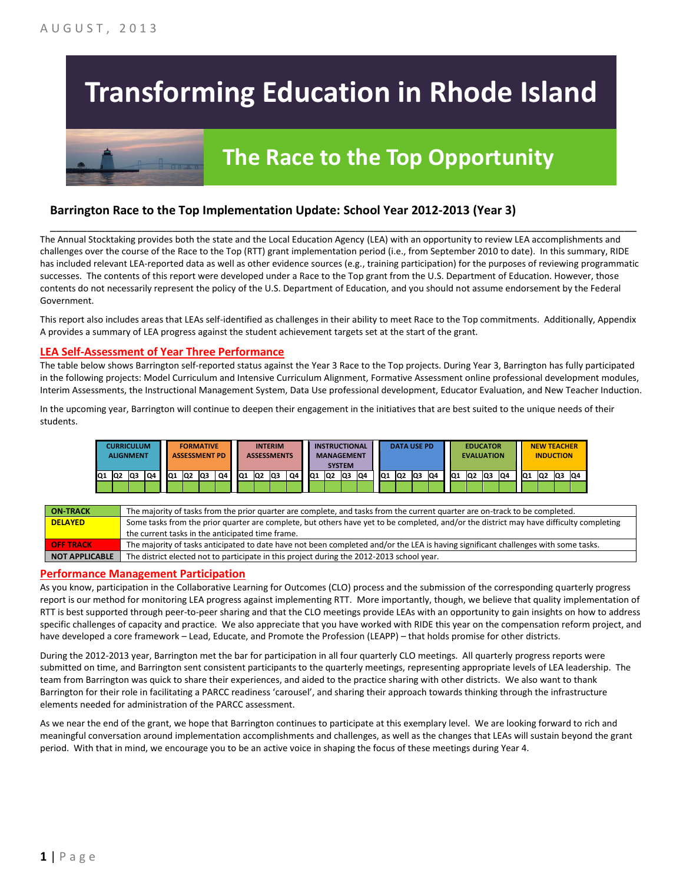AUGUST, 2013

# Transforming Education in Rhode Island

## The Race to the Top Opportunity

### Barrington Race to the Top Implementation Update: School Year 2012-2013 (Year 3)

The Annual Stocktaking provides both the state and the Local Education Agency (LEA) with an opportunity to review LEA accomplishments and challenges over the course of the Race to the Top (RTT) grant implementation period (i.e., from September 2010 to date). In this summary, RIDE has included relevant LEA-reported data as well as other evidence sources (e.g., training participation) for the purposes of reviewing programmatic successes. The contents of this report were developed under a Race to the Top grant from the U.S. Department of Education. However, those contents do not necessarily represent the policy of the U.S. Department of Education, and you should not assume endorsement by the Federal Government.

This report also includes areas that LEAs self-identified as challenges in their ability to meet Race to the Top commitments. Additionally, Appendix A provides a summary of LEA progress against the student achievement targets set at the start of the grant.

## LEA Self-Assessment of Year Three Performance

The table below shows Barrington self-reported status against the Year 3 Race to the Top projects. During Year 3, Barrington has fully participated in the following projects: Model Curriculum and Intensive Curriculum Alignment, Formative Assessment online professional development modules, Interim Assessments, the Instructional Management System, Data Use professional development, Educator Evaluation, and New Teacher Induction.

In the upcoming year, Barrington will continue to deepen their engagement in the initiatives that are best suited to the unique needs of their students.

| CURRICULUM ALIGNMENT | | | | FORMATIVE ASSESSMENT PD | | | | INTERIM ASSESSMENTS | | | | INSTRUCTIONAL MANAGEMENT SYSTEM | | | | DATA USE PD | | | | EDUCATOR EVALUATION | | | | NEW TEACHER INDUCTION | | | |
|---|---|---|---|---|---|---|---|---|---|---|---|---|---|---|---|---|---|---|---|---|---|---|---|---|---|---|---|
| Q1 | Q2 | Q3 | Q4 | Q1 | Q2 | Q3 | Q4 | Q1 | Q2 | Q3 | Q4 | Q1 | Q2 | Q3 | Q4 | Q1 | Q2 | Q3 | Q4 | Q1 | Q2 | Q3 | Q4 | Q1 | Q2 | Q3 | Q4 |
| On-track | On-track | On-track | On-track | On-track | On-track | On-track | On-track | On-track | On-track | On-track | On-track | On-track | On-track | On-track | On-track | On-track | On-track | On-track | On-track | On-track | On-track | On-track | On-track | On-track | On-track | On-track | On-track |

| | |
|---|---|
| ON-TRACK | The majority of tasks from the prior quarter are complete, and tasks from the current quarter are on-track to be completed. |
| DELAYED | Some tasks from the prior quarter are complete, but others have yet to be completed, and/or the district may have difficulty completing the current tasks in the anticipated time frame. |
| OFF TRACK | The majority of tasks anticipated to date have not been completed and/or the LEA is having significant challenges with some tasks. |
| NOT APPLICABLE | The district elected not to participate in this project during the 2012-2013 school year. |

## Performance Management Participation

As you know, participation in the Collaborative Learning for Outcomes (CLO) process and the submission of the corresponding quarterly progress report is our method for monitoring LEA progress against implementing RTT. More importantly, though, we believe that quality implementation of RTT is best supported through peer-to-peer sharing and that the CLO meetings provide LEAs with an opportunity to gain insights on how to address specific challenges of capacity and practice. We also appreciate that you have worked with RIDE this year on the compensation reform project, and have developed a core framework – Lead, Educate, and Promote the Profession (LEAPP) – that holds promise for other districts.

During the 2012-2013 year, Barrington met the bar for participation in all four quarterly CLO meetings. All quarterly progress reports were submitted on time, and Barrington sent consistent participants to the quarterly meetings, representing appropriate levels of LEA leadership. The team from Barrington was quick to share their experiences, and aided to the practice sharing with other districts. We also want to thank Barrington for their role in facilitating a PARCC readiness 'carousel', and sharing their approach towards thinking through the infrastructure elements needed for administration of the PARCC assessment.

As we near the end of the grant, we hope that Barrington continues to participate at this exemplary level. We are looking forward to rich and meaningful conversation around implementation accomplishments and challenges, as well as the changes that LEAs will sustain beyond the grant period. With that in mind, we encourage you to be an active voice in shaping the focus of these meetings during Year 4.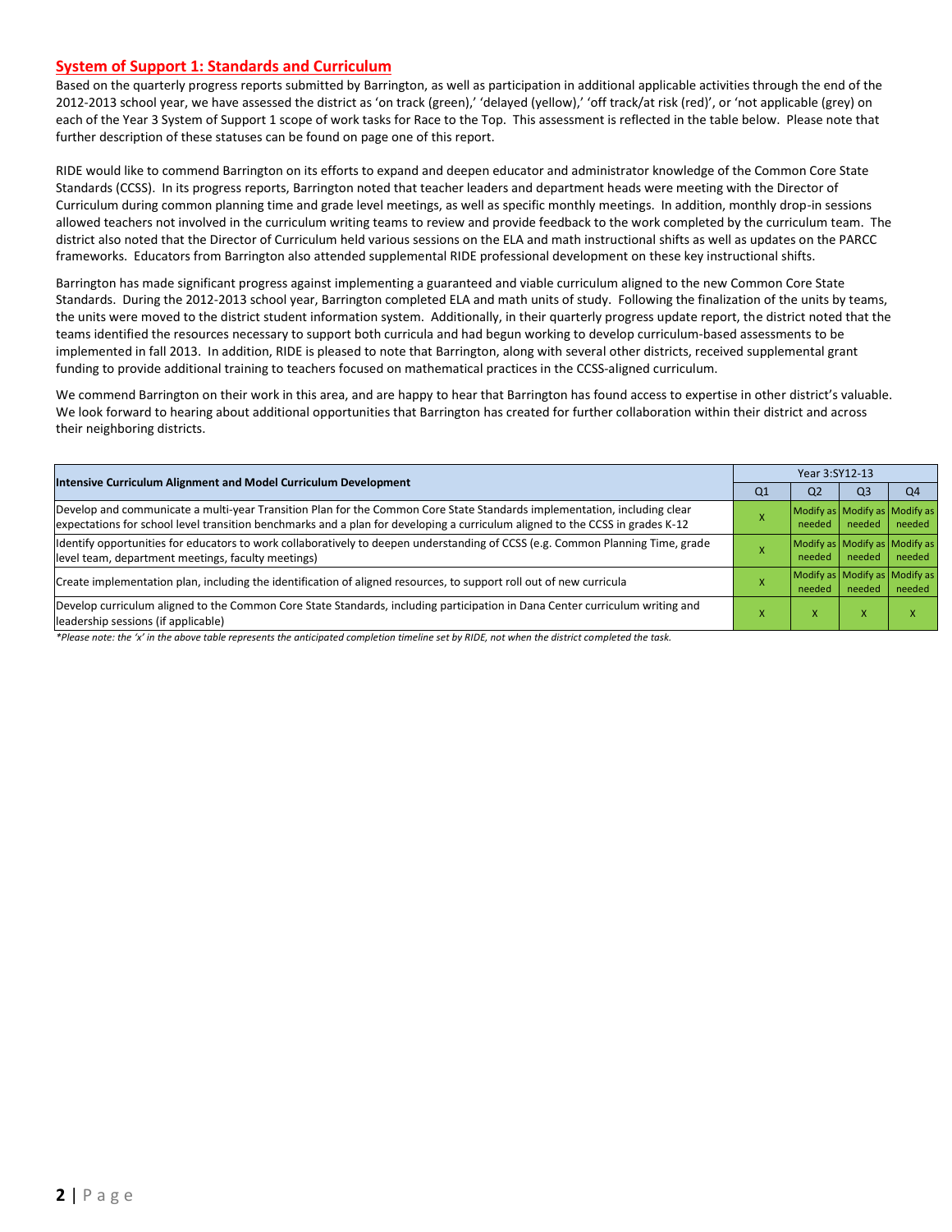## System of Support 1: Standards and Curriculum

Based on the quarterly progress reports submitted by Barrington, as well as participation in additional applicable activities through the end of the 2012-2013 school year, we have assessed the district as 'on track (green),' 'delayed (yellow),' 'off track/at risk (red)', or 'not applicable (grey) on each of the Year 3 System of Support 1 scope of work tasks for Race to the Top. This assessment is reflected in the table below. Please note that further description of these statuses can be found on page one of this report.

RIDE would like to commend Barrington on its efforts to expand and deepen educator and administrator knowledge of the Common Core State Standards (CCSS). In its progress reports, Barrington noted that teacher leaders and department heads were meeting with the Director of Curriculum during common planning time and grade level meetings, as well as specific monthly meetings. In addition, monthly drop-in sessions allowed teachers not involved in the curriculum writing teams to review and provide feedback to the work completed by the curriculum team. The district also noted that the Director of Curriculum held various sessions on the ELA and math instructional shifts as well as updates on the PARCC frameworks. Educators from Barrington also attended supplemental RIDE professional development on these key instructional shifts.

Barrington has made significant progress against implementing a guaranteed and viable curriculum aligned to the new Common Core State Standards. During the 2012-2013 school year, Barrington completed ELA and math units of study. Following the finalization of the units by teams, the units were moved to the district student information system. Additionally, in their quarterly progress update report, the district noted that the teams identified the resources necessary to support both curricula and had begun working to develop curriculum-based assessments to be implemented in fall 2013. In addition, RIDE is pleased to note that Barrington, along with several other districts, received supplemental grant funding to provide additional training to teachers focused on mathematical practices in the CCSS-aligned curriculum.

We commend Barrington on their work in this area, and are happy to hear that Barrington has found access to expertise in other district's valuable. We look forward to hearing about additional opportunities that Barrington has created for further collaboration within their district and across their neighboring districts.

| Intensive Curriculum Alignment and Model Curriculum Development | Year 3:SY12-13 | | | |
|---|---|---|---|---|
| | Q1 | Q2 | Q3 | Q4 |
| Develop and communicate a multi-year Transition Plan for the Common Core State Standards implementation, including clear expectations for school level transition benchmarks and a plan for developing a curriculum aligned to the CCSS in grades K-12 | X | Modify as needed | Modify as needed | Modify as needed |
| Identify opportunities for educators to work collaboratively to deepen understanding of CCSS (e.g. Common Planning Time, grade level team, department meetings, faculty meetings) | X | Modify as needed | Modify as needed | Modify as needed |
| Create implementation plan, including the identification of aligned resources, to support roll out of new curricula | X | Modify as needed | Modify as needed | Modify as needed |
| Develop curriculum aligned to the Common Core State Standards, including participation in Dana Center curriculum writing and leadership sessions (if applicable) | X | X | X | X |

*\*Please note: the 'x' in the above table represents the anticipated completion timeline set by RIDE, not when the district completed the task.*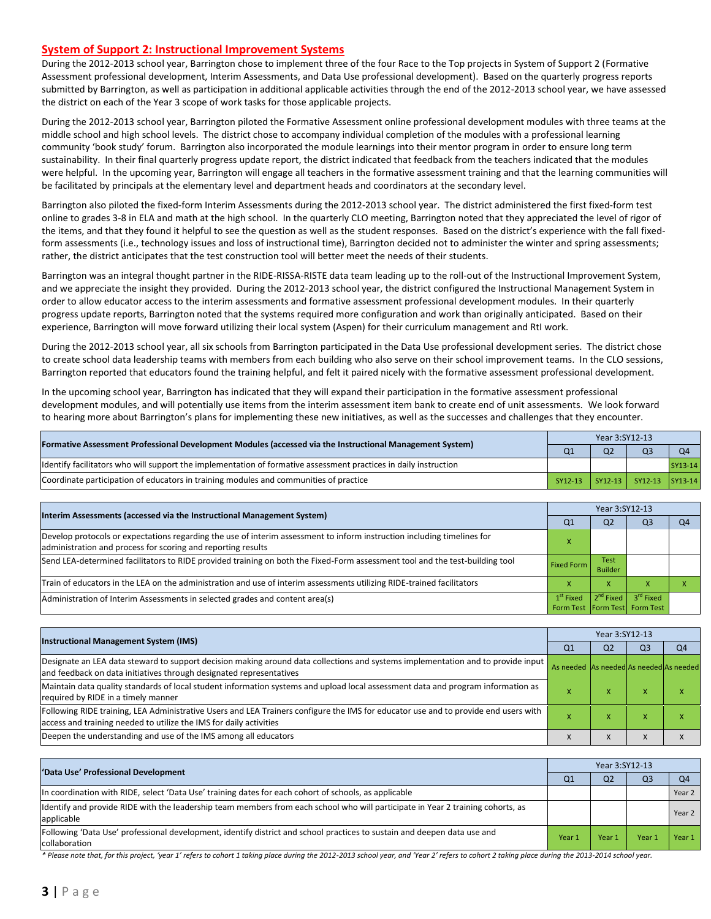## System of Support 2: Instructional Improvement Systems

During the 2012-2013 school year, Barrington chose to implement three of the four Race to the Top projects in System of Support 2 (Formative Assessment professional development, Interim Assessments, and Data Use professional development). Based on the quarterly progress reports submitted by Barrington, as well as participation in additional applicable activities through the end of the 2012-2013 school year, we have assessed the district on each of the Year 3 scope of work tasks for those applicable projects.

During the 2012-2013 school year, Barrington piloted the Formative Assessment online professional development modules with three teams at the middle school and high school levels. The district chose to accompany individual completion of the modules with a professional learning community 'book study' forum. Barrington also incorporated the module learnings into their mentor program in order to ensure long term sustainability. In their final quarterly progress update report, the district indicated that feedback from the teachers indicated that the modules were helpful. In the upcoming year, Barrington will engage all teachers in the formative assessment training and that the learning communities will be facilitated by principals at the elementary level and department heads and coordinators at the secondary level.

Barrington also piloted the fixed-form Interim Assessments during the 2012-2013 school year. The district administered the first fixed-form test online to grades 3-8 in ELA and math at the high school. In the quarterly CLO meeting, Barrington noted that they appreciated the level of rigor of the items, and that they found it helpful to see the question as well as the student responses. Based on the district's experience with the fall fixed-form assessments (i.e., technology issues and loss of instructional time), Barrington decided not to administer the winter and spring assessments; rather, the district anticipates that the test construction tool will better meet the needs of their students.

Barrington was an integral thought partner in the RIDE-RISSA-RISTE data team leading up to the roll-out of the Instructional Improvement System, and we appreciate the insight they provided. During the 2012-2013 school year, the district configured the Instructional Management System in order to allow educator access to the interim assessments and formative assessment professional development modules. In their quarterly progress update reports, Barrington noted that the systems required more configuration and work than originally anticipated. Based on their experience, Barrington will move forward utilizing their local system (Aspen) for their curriculum management and RtI work.

During the 2012-2013 school year, all six schools from Barrington participated in the Data Use professional development series. The district chose to create school data leadership teams with members from each building who also serve on their school improvement teams. In the CLO sessions, Barrington reported that educators found the training helpful, and felt it paired nicely with the formative assessment professional development.

In the upcoming school year, Barrington has indicated that they will expand their participation in the formative assessment professional development modules, and will potentially use items from the interim assessment item bank to create end of unit assessments. We look forward to hearing more about Barrington's plans for implementing these new initiatives, as well as the successes and challenges that they encounter.

| Formative Assessment Professional Development Modules (accessed via the Instructional Management System) | Year 3:SY12-13 | | | |
|---|---|---|---|---|
| | Q1 | Q2 | Q3 | Q4 |
| Identify facilitators who will support the implementation of formative assessment practices in daily instruction | | | | SY13-14 |
| Coordinate participation of educators in training modules and communities of practice | SY12-13 | SY12-13 | SY12-13 | SY13-14 |

| Interim Assessments (accessed via the Instructional Management System) | Year 3:SY12-13 | | | |
|---|---|---|---|---|
| | Q1 | Q2 | Q3 | Q4 |
| Develop protocols or expectations regarding the use of interim assessment to inform instruction including timelines for administration and process for scoring and reporting results | x | | | |
| Send LEA-determined facilitators to RIDE provided training on both the Fixed-Form assessment tool and the test-building tool | Fixed Form | Test Builder | | |
| Train of educators in the LEA on the administration and use of interim assessments utilizing RIDE-trained facilitators | x | x | x | x |
| Administration of Interim Assessments in selected grades and content area(s) | 1st Fixed Form Test | 2nd Fixed Form Test | 3rd Fixed Form Test | |

| Instructional Management System (IMS) | Year 3:SY12-13 | | | |
|---|---|---|---|---|
| | Q1 | Q2 | Q3 | Q4 |
| Designate an LEA data steward to support decision making around data collections and systems implementation and to provide input and feedback on data initiatives through designated representatives | As needed | As needed | As needed | As needed |
| Maintain data quality standards of local student information systems and upload local assessment data and program information as required by RIDE in a timely manner | x | x | x | x |
| Following RIDE training, LEA Administrative Users and LEA Trainers configure the IMS for educator use and to provide end users with access and training needed to utilize the IMS for daily activities | x | x | x | x |
| Deepen the understanding and use of the IMS among all educators | x | x | x | x |

| 'Data Use' Professional Development | Year 3:SY12-13 | | | |
|---|---|---|---|---|
| | Q1 | Q2 | Q3 | Q4 |
| In coordination with RIDE, select 'Data Use' training dates for each cohort of schools, as applicable | | | | Year 2 |
| Identify and provide RIDE with the leadership team members from each school who will participate in Year 2 training cohorts, as applicable | | | | Year 2 |
| Following 'Data Use' professional development, identify district and school practices to sustain and deepen data use and collaboration | Year 1 | Year 1 | Year 1 | Year 1 |

*\* Please note that, for this project, 'year 1' refers to cohort 1 taking place during the 2012-2013 school year, and 'Year 2' refers to cohort 2 taking place during the 2013-2014 school year.*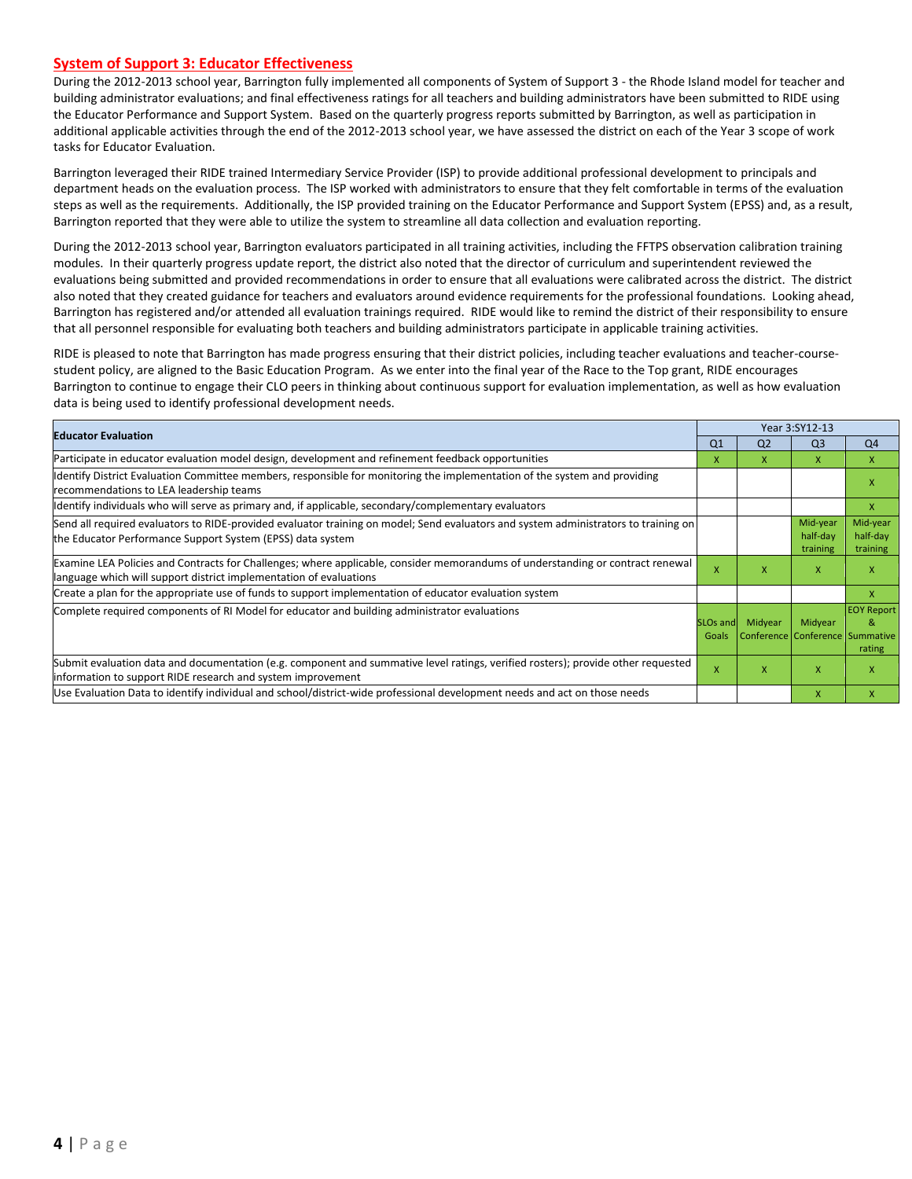## System of Support 3: Educator Effectiveness

During the 2012-2013 school year, Barrington fully implemented all components of System of Support 3 - the Rhode Island model for teacher and building administrator evaluations; and final effectiveness ratings for all teachers and building administrators have been submitted to RIDE using the Educator Performance and Support System. Based on the quarterly progress reports submitted by Barrington, as well as participation in additional applicable activities through the end of the 2012-2013 school year, we have assessed the district on each of the Year 3 scope of work tasks for Educator Evaluation.

Barrington leveraged their RIDE trained Intermediary Service Provider (ISP) to provide additional professional development to principals and department heads on the evaluation process. The ISP worked with administrators to ensure that they felt comfortable in terms of the evaluation steps as well as the requirements. Additionally, the ISP provided training on the Educator Performance and Support System (EPSS) and, as a result, Barrington reported that they were able to utilize the system to streamline all data collection and evaluation reporting.

During the 2012-2013 school year, Barrington evaluators participated in all training activities, including the FFTPS observation calibration training modules. In their quarterly progress update report, the district also noted that the director of curriculum and superintendent reviewed the evaluations being submitted and provided recommendations in order to ensure that all evaluations were calibrated across the district. The district also noted that they created guidance for teachers and evaluators around evidence requirements for the professional foundations. Looking ahead, Barrington has registered and/or attended all evaluation trainings required. RIDE would like to remind the district of their responsibility to ensure that all personnel responsible for evaluating both teachers and building administrators participate in applicable training activities.

RIDE is pleased to note that Barrington has made progress ensuring that their district policies, including teacher evaluations and teacher-course-student policy, are aligned to the Basic Education Program. As we enter into the final year of the Race to the Top grant, RIDE encourages Barrington to continue to engage their CLO peers in thinking about continuous support for evaluation implementation, as well as how evaluation data is being used to identify professional development needs.

| Educator Evaluation | Year 3:SY12-13 | | | |
|---|---|---|---|---|
| | Q1 | Q2 | Q3 | Q4 |
| Participate in educator evaluation model design, development and refinement feedback opportunities | x | x | x | x |
| Identify District Evaluation Committee members, responsible for monitoring the implementation of the system and providing recommendations to LEA leadership teams | | | | x |
| Identify individuals who will serve as primary and, if applicable, secondary/complementary evaluators | | | | x |
| Send all required evaluators to RIDE-provided evaluator training on model; Send evaluators and system administrators to training on the Educator Performance Support System (EPSS) data system | | | Mid-year half-day training | Mid-year half-day training |
| Examine LEA Policies and Contracts for Challenges; where applicable, consider memorandums of understanding or contract renewal language which will support district implementation of evaluations | x | x | x | x |
| Create a plan for the appropriate use of funds to support implementation of educator evaluation system | | | | x |
| Complete required components of RI Model for educator and building administrator evaluations | SLOs and Goals | Midyear Conference | Midyear Conference | EOY Report & Summative rating |
| Submit evaluation data and documentation (e.g. component and summative level ratings, verified rosters); provide other requested information to support RIDE research and system improvement | x | x | x | x |
| Use Evaluation Data to identify individual and school/district-wide professional development needs and act on those needs | | | x | x |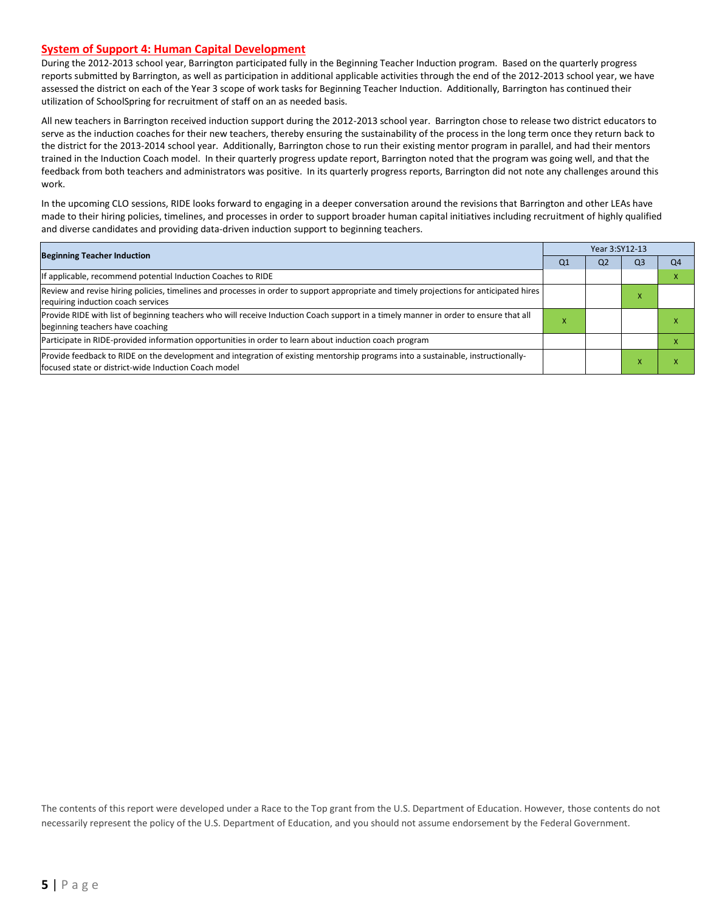## System of Support 4: Human Capital Development

During the 2012-2013 school year, Barrington participated fully in the Beginning Teacher Induction program. Based on the quarterly progress reports submitted by Barrington, as well as participation in additional applicable activities through the end of the 2012-2013 school year, we have assessed the district on each of the Year 3 scope of work tasks for Beginning Teacher Induction. Additionally, Barrington has continued their utilization of SchoolSpring for recruitment of staff on an as needed basis.

All new teachers in Barrington received induction support during the 2012-2013 school year. Barrington chose to release two district educators to serve as the induction coaches for their new teachers, thereby ensuring the sustainability of the process in the long term once they return back to the district for the 2013-2014 school year. Additionally, Barrington chose to run their existing mentor program in parallel, and had their mentors trained in the Induction Coach model. In their quarterly progress update report, Barrington noted that the program was going well, and that the feedback from both teachers and administrators was positive. In its quarterly progress reports, Barrington did not note any challenges around this work.

In the upcoming CLO sessions, RIDE looks forward to engaging in a deeper conversation around the revisions that Barrington and other LEAs have made to their hiring policies, timelines, and processes in order to support broader human capital initiatives including recruitment of highly qualified and diverse candidates and providing data-driven induction support to beginning teachers.

| Beginning Teacher Induction | Year 3:SY12-13 | | | |
|---|---|---|---|---|
| | Q1 | Q2 | Q3 | Q4 |
| If applicable, recommend potential Induction Coaches to RIDE | | | | x |
| Review and revise hiring policies, timelines and processes in order to support appropriate and timely projections for anticipated hires requiring induction coach services | | | x | |
| Provide RIDE with list of beginning teachers who will receive Induction Coach support in a timely manner in order to ensure that all beginning teachers have coaching | x | | | x |
| Participate in RIDE-provided information opportunities in order to learn about induction coach program | | | | x |
| Provide feedback to RIDE on the development and integration of existing mentorship programs into a sustainable, instructionally-focused state or district-wide Induction Coach model | | | x | x |

The contents of this report were developed under a Race to the Top grant from the U.S. Department of Education. However, those contents do not necessarily represent the policy of the U.S. Department of Education, and you should not assume endorsement by the Federal Government.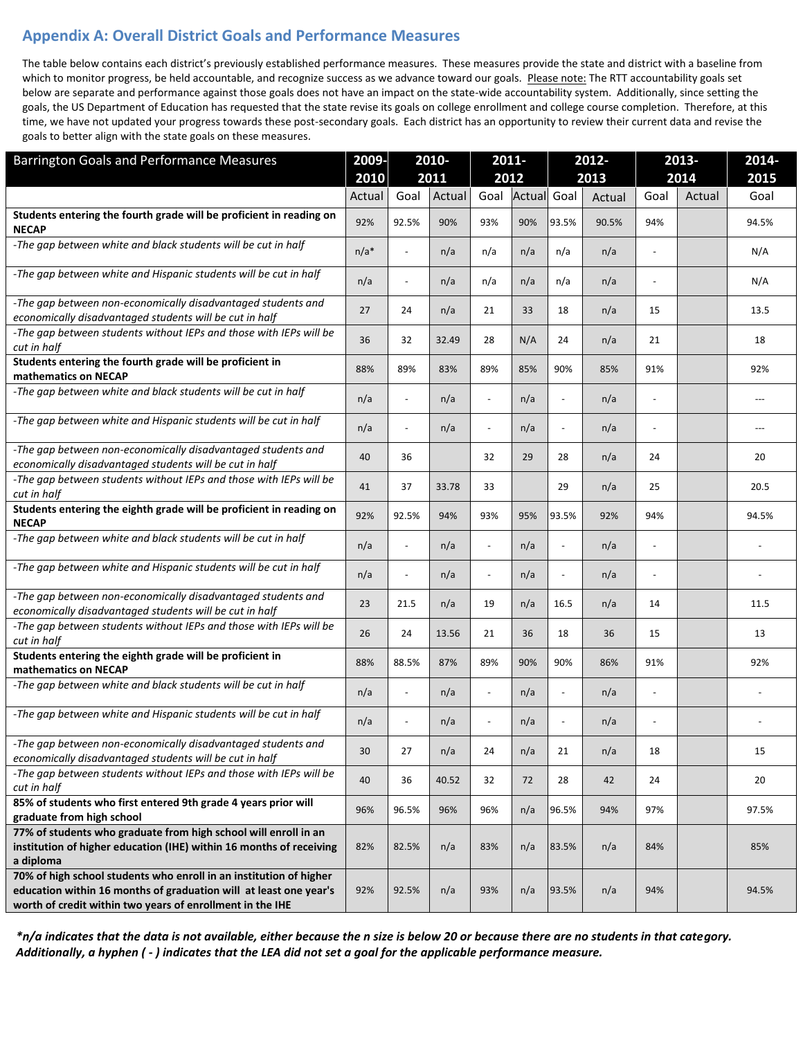## Appendix A: Overall District Goals and Performance Measures

The table below contains each district's previously established performance measures. These measures provide the state and district with a baseline from which to monitor progress, be held accountable, and recognize success as we advance toward our goals. Please note: The RTT accountability goals set below are separate and performance against those goals does not have an impact on the state-wide accountability system. Additionally, since setting the goals, the US Department of Education has requested that the state revise its goals on college enrollment and college course completion. Therefore, at this time, we have not updated your progress towards these post-secondary goals. Each district has an opportunity to review their current data and revise the goals to better align with the state goals on these measures.

| Barrington Goals and Performance Measures | 2009-2010 | 2010-2011 | | 2011-2012 | | 2012-2013 | | 2013-2014 | | 2014-2015 |
|---|---|---|---|---|---|---|---|---|---|---|
| | Actual | Goal | Actual | Goal | Actual | Goal | Actual | Goal | Actual | Goal |
| **Students entering the fourth grade will be proficient in reading on NECAP** | 92% | 92.5% | 90% | 93% | 90% | 93.5% | 90.5% | 94% | | 94.5% |
| *-The gap between white and black students will be cut in half* | n/a* | - | n/a | n/a | n/a | n/a | n/a | - | | N/A |
| *-The gap between white and Hispanic students will be cut in half* | n/a | - | n/a | n/a | n/a | n/a | n/a | - | | N/A |
| *-The gap between non-economically disadvantaged students and economically disadvantaged students will be cut in half* | 27 | 24 | n/a | 21 | 33 | 18 | n/a | 15 | | 13.5 |
| *-The gap between students without IEPs and those with IEPs will be cut in half* | 36 | 32 | 32.49 | 28 | N/A | 24 | n/a | 21 | | 18 |
| **Students entering the fourth grade will be proficient in mathematics on NECAP** | 88% | 89% | 83% | 89% | 85% | 90% | 85% | 91% | | 92% |
| *-The gap between white and black students will be cut in half* | n/a | - | n/a | - | n/a | - | n/a | - | | --- |
| *-The gap between white and Hispanic students will be cut in half* | n/a | - | n/a | - | n/a | - | n/a | - | | --- |
| *-The gap between non-economically disadvantaged students and economically disadvantaged students will be cut in half* | 40 | 36 | | 32 | 29 | 28 | n/a | 24 | | 20 |
| *-The gap between students without IEPs and those with IEPs will be cut in half* | 41 | 37 | 33.78 | 33 | | 29 | n/a | 25 | | 20.5 |
| **Students entering the eighth grade will be proficient in reading on NECAP** | 92% | 92.5% | 94% | 93% | 95% | 93.5% | 92% | 94% | | 94.5% |
| *-The gap between white and black students will be cut in half* | n/a | - | n/a | - | n/a | - | n/a | - | | - |
| *-The gap between white and Hispanic students will be cut in half* | n/a | - | n/a | - | n/a | - | n/a | - | | - |
| *-The gap between non-economically disadvantaged students and economically disadvantaged students will be cut in half* | 23 | 21.5 | n/a | 19 | n/a | 16.5 | n/a | 14 | | 11.5 |
| *-The gap between students without IEPs and those with IEPs will be cut in half* | 26 | 24 | 13.56 | 21 | 36 | 18 | 36 | 15 | | 13 |
| **Students entering the eighth grade will be proficient in mathematics on NECAP** | 88% | 88.5% | 87% | 89% | 90% | 90% | 86% | 91% | | 92% |
| *-The gap between white and black students will be cut in half* | n/a | - | n/a | - | n/a | - | n/a | - | | - |
| *-The gap between white and Hispanic students will be cut in half* | n/a | - | n/a | - | n/a | - | n/a | - | | - |
| *-The gap between non-economically disadvantaged students and economically disadvantaged students will be cut in half* | 30 | 27 | n/a | 24 | n/a | 21 | n/a | 18 | | 15 |
| *-The gap between students without IEPs and those with IEPs will be cut in half* | 40 | 36 | 40.52 | 32 | 72 | 28 | 42 | 24 | | 20 |
| **85% of students who first entered 9th grade 4 years prior will graduate from high school** | 96% | 96.5% | 96% | 96% | n/a | 96.5% | 94% | 97% | | 97.5% |
| **77% of students who graduate from high school will enroll in an institution of higher education (IHE) within 16 months of receiving a diploma** | 82% | 82.5% | n/a | 83% | n/a | 83.5% | n/a | 84% | | 85% |
| **70% of high school students who enroll in an institution of higher education within 16 months of graduation will at least one year's worth of credit within two years of enrollment in the IHE** | 92% | 92.5% | n/a | 93% | n/a | 93.5% | n/a | 94% | | 94.5% |

***n/a indicates that the data is not available, either because the n size is below 20 or because there are no students in that category. Additionally, a hyphen ( - ) indicates that the LEA did not set a goal for the applicable performance measure.***